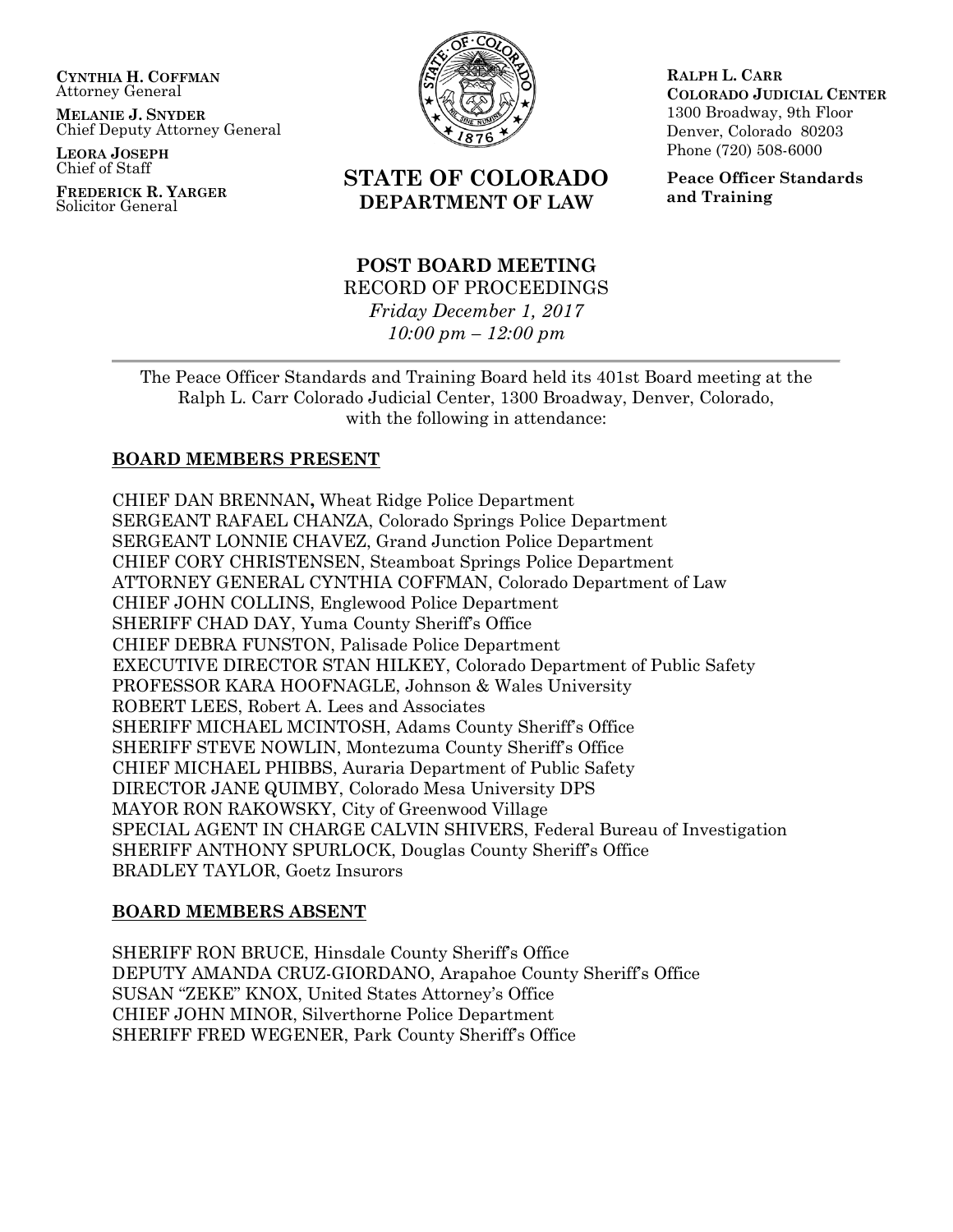**CYNTHIA H. COFFMAN**
Attorney General

**MELANIE J. SNYDER**
Chief Deputy Attorney General

**LEORA JOSEPH**
Chief of Staff

**FREDERICK R. YARGER**
Solicitor General

# STATE OF COLORADO
## DEPARTMENT OF LAW

**RALPH L. CARR**
**COLORADO JUDICIAL CENTER**
1300 Broadway, 9th Floor
Denver, Colorado 80203
Phone (720) 508-6000

**Peace Officer Standards and Training**

## POST BOARD MEETING

RECORD OF PROCEEDINGS
*Friday December 1, 2017*
*10:00 pm – 12:00 pm*

---

The Peace Officer Standards and Training Board held its 401st Board meeting at the Ralph L. Carr Colorado Judicial Center, 1300 Broadway, Denver, Colorado, with the following in attendance:

### BOARD MEMBERS PRESENT

CHIEF DAN BRENNAN**,** Wheat Ridge Police Department
SERGEANT RAFAEL CHANZA, Colorado Springs Police Department
SERGEANT LONNIE CHAVEZ, Grand Junction Police Department
CHIEF CORY CHRISTENSEN, Steamboat Springs Police Department
ATTORNEY GENERAL CYNTHIA COFFMAN, Colorado Department of Law
CHIEF JOHN COLLINS, Englewood Police Department
SHERIFF CHAD DAY, Yuma County Sheriff's Office
CHIEF DEBRA FUNSTON, Palisade Police Department
EXECUTIVE DIRECTOR STAN HILKEY, Colorado Department of Public Safety
PROFESSOR KARA HOOFNAGLE, Johnson & Wales University
ROBERT LEES, Robert A. Lees and Associates
SHERIFF MICHAEL MCINTOSH, Adams County Sheriff's Office
SHERIFF STEVE NOWLIN, Montezuma County Sheriff's Office
CHIEF MICHAEL PHIBBS, Auraria Department of Public Safety
DIRECTOR JANE QUIMBY, Colorado Mesa University DPS
MAYOR RON RAKOWSKY, City of Greenwood Village
SPECIAL AGENT IN CHARGE CALVIN SHIVERS, Federal Bureau of Investigation
SHERIFF ANTHONY SPURLOCK, Douglas County Sheriff's Office
BRADLEY TAYLOR, Goetz Insurors

### BOARD MEMBERS ABSENT

SHERIFF RON BRUCE, Hinsdale County Sheriff's Office
DEPUTY AMANDA CRUZ-GIORDANO, Arapahoe County Sheriff's Office
SUSAN "ZEKE" KNOX, United States Attorney's Office
CHIEF JOHN MINOR, Silverthorne Police Department
SHERIFF FRED WEGENER, Park County Sheriff's Office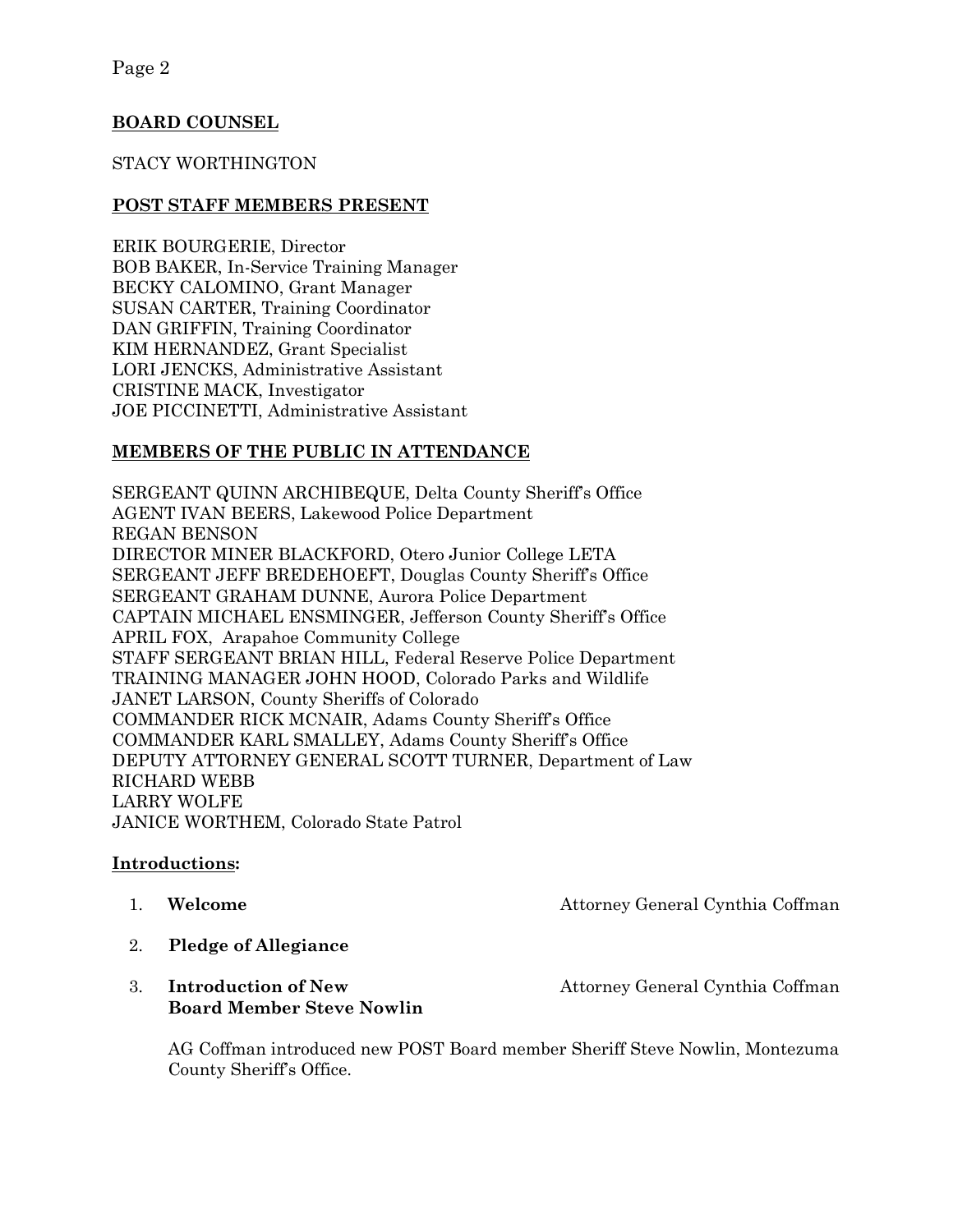## BOARD COUNSEL

STACY WORTHINGTON

## POST STAFF MEMBERS PRESENT

ERIK BOURGERIE, Director
BOB BAKER, In-Service Training Manager
BECKY CALOMINO, Grant Manager
SUSAN CARTER, Training Coordinator
DAN GRIFFIN, Training Coordinator
KIM HERNANDEZ, Grant Specialist
LORI JENCKS, Administrative Assistant
CRISTINE MACK, Investigator
JOE PICCINETTI, Administrative Assistant

## MEMBERS OF THE PUBLIC IN ATTENDANCE

SERGEANT QUINN ARCHIBEQUE, Delta County Sheriff's Office
AGENT IVAN BEERS, Lakewood Police Department
REGAN BENSON
DIRECTOR MINER BLACKFORD, Otero Junior College LETA
SERGEANT JEFF BREDEHOEFT, Douglas County Sheriff's Office
SERGEANT GRAHAM DUNNE, Aurora Police Department
CAPTAIN MICHAEL ENSMINGER, Jefferson County Sheriff's Office
APRIL FOX, Arapahoe Community College
STAFF SERGEANT BRIAN HILL, Federal Reserve Police Department
TRAINING MANAGER JOHN HOOD, Colorado Parks and Wildlife
JANET LARSON, County Sheriffs of Colorado
COMMANDER RICK MCNAIR, Adams County Sheriff's Office
COMMANDER KARL SMALLEY, Adams County Sheriff's Office
DEPUTY ATTORNEY GENERAL SCOTT TURNER, Department of Law
RICHARD WEBB
LARRY WOLFE
JANICE WORTHEM, Colorado State Patrol

## Introductions:

1. **Welcome** — Attorney General Cynthia Coffman
2. **Pledge of Allegiance**
3. **Introduction of New Board Member Steve Nowlin** — Attorney General Cynthia Coffman

   AG Coffman introduced new POST Board member Sheriff Steve Nowlin, Montezuma County Sheriff's Office.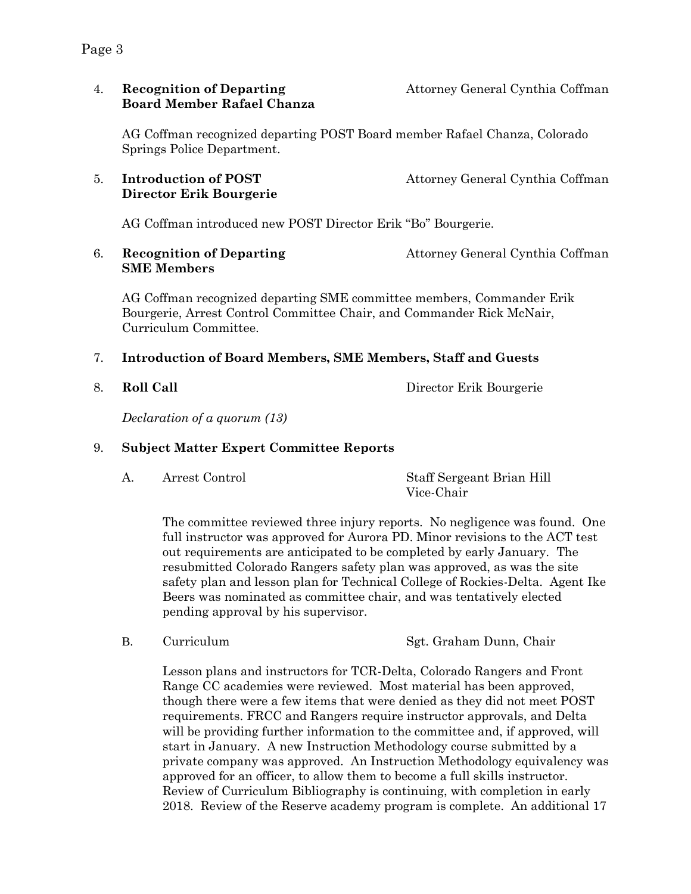4. **Recognition of Departing Board Member Rafael Chanza** — Attorney General Cynthia Coffman

   AG Coffman recognized departing POST Board member Rafael Chanza, Colorado Springs Police Department.

5. **Introduction of POST Director Erik Bourgerie** — Attorney General Cynthia Coffman

   AG Coffman introduced new POST Director Erik "Bo" Bourgerie.

6. **Recognition of Departing SME Members** — Attorney General Cynthia Coffman

   AG Coffman recognized departing SME committee members, Commander Erik Bourgerie, Arrest Control Committee Chair, and Commander Rick McNair, Curriculum Committee.

7. **Introduction of Board Members, SME Members, Staff and Guests**

8. **Roll Call** — Director Erik Bourgerie

   *Declaration of a quorum (13)*

9. **Subject Matter Expert Committee Reports**

   A. Arrest Control — Staff Sergeant Brian Hill, Vice-Chair

   The committee reviewed three injury reports. No negligence was found. One full instructor was approved for Aurora PD. Minor revisions to the ACT test out requirements are anticipated to be completed by early January. The resubmitted Colorado Rangers safety plan was approved, as was the site safety plan and lesson plan for Technical College of Rockies-Delta. Agent Ike Beers was nominated as committee chair, and was tentatively elected pending approval by his supervisor.

   B. Curriculum — Sgt. Graham Dunn, Chair

   Lesson plans and instructors for TCR-Delta, Colorado Rangers and Front Range CC academies were reviewed. Most material has been approved, though there were a few items that were denied as they did not meet POST requirements. FRCC and Rangers require instructor approvals, and Delta will be providing further information to the committee and, if approved, will start in January. A new Instruction Methodology course submitted by a private company was approved. An Instruction Methodology equivalency was approved for an officer, to allow them to become a full skills instructor. Review of Curriculum Bibliography is continuing, with completion in early 2018. Review of the Reserve academy program is complete. An additional 17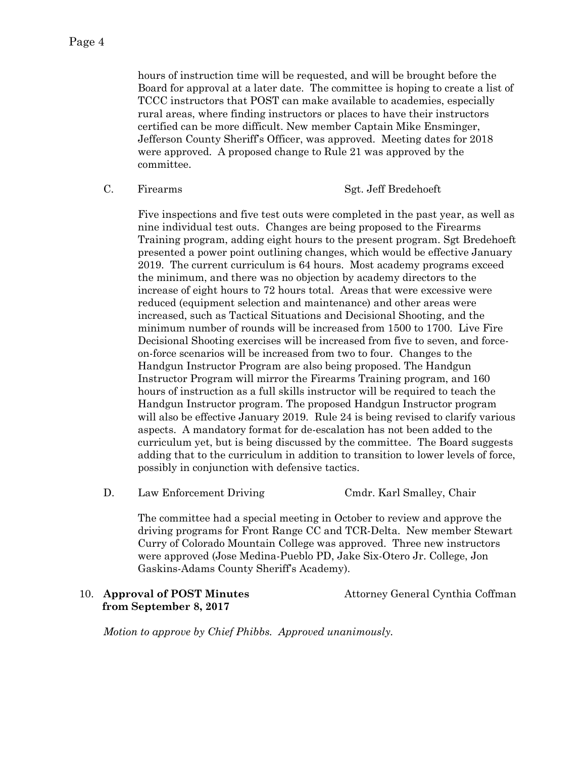hours of instruction time will be requested, and will be brought before the Board for approval at a later date. The committee is hoping to create a list of TCCC instructors that POST can make available to academies, especially rural areas, where finding instructors or places to have their instructors certified can be more difficult. New member Captain Mike Ensminger, Jefferson County Sheriff's Officer, was approved. Meeting dates for 2018 were approved. A proposed change to Rule 21 was approved by the committee.

C. Firearms — Sgt. Jeff Bredehoeft

Five inspections and five test outs were completed in the past year, as well as nine individual test outs. Changes are being proposed to the Firearms Training program, adding eight hours to the present program. Sgt Bredehoeft presented a power point outlining changes, which would be effective January 2019. The current curriculum is 64 hours. Most academy programs exceed the minimum, and there was no objection by academy directors to the increase of eight hours to 72 hours total. Areas that were excessive were reduced (equipment selection and maintenance) and other areas were increased, such as Tactical Situations and Decisional Shooting, and the minimum number of rounds will be increased from 1500 to 1700. Live Fire Decisional Shooting exercises will be increased from five to seven, and force-on-force scenarios will be increased from two to four. Changes to the Handgun Instructor Program are also being proposed. The Handgun Instructor Program will mirror the Firearms Training program, and 160 hours of instruction as a full skills instructor will be required to teach the Handgun Instructor program. The proposed Handgun Instructor program will also be effective January 2019. Rule 24 is being revised to clarify various aspects. A mandatory format for de-escalation has not been added to the curriculum yet, but is being discussed by the committee. The Board suggests adding that to the curriculum in addition to transition to lower levels of force, possibly in conjunction with defensive tactics.

D. Law Enforcement Driving — Cmdr. Karl Smalley, Chair

The committee had a special meeting in October to review and approve the driving programs for Front Range CC and TCR-Delta. New member Stewart Curry of Colorado Mountain College was approved. Three new instructors were approved (Jose Medina-Pueblo PD, Jake Six-Otero Jr. College, Jon Gaskins-Adams County Sheriff's Academy).

10. **Approval of POST Minutes from September 8, 2017** — Attorney General Cynthia Coffman

*Motion to approve by Chief Phibbs. Approved unanimously.*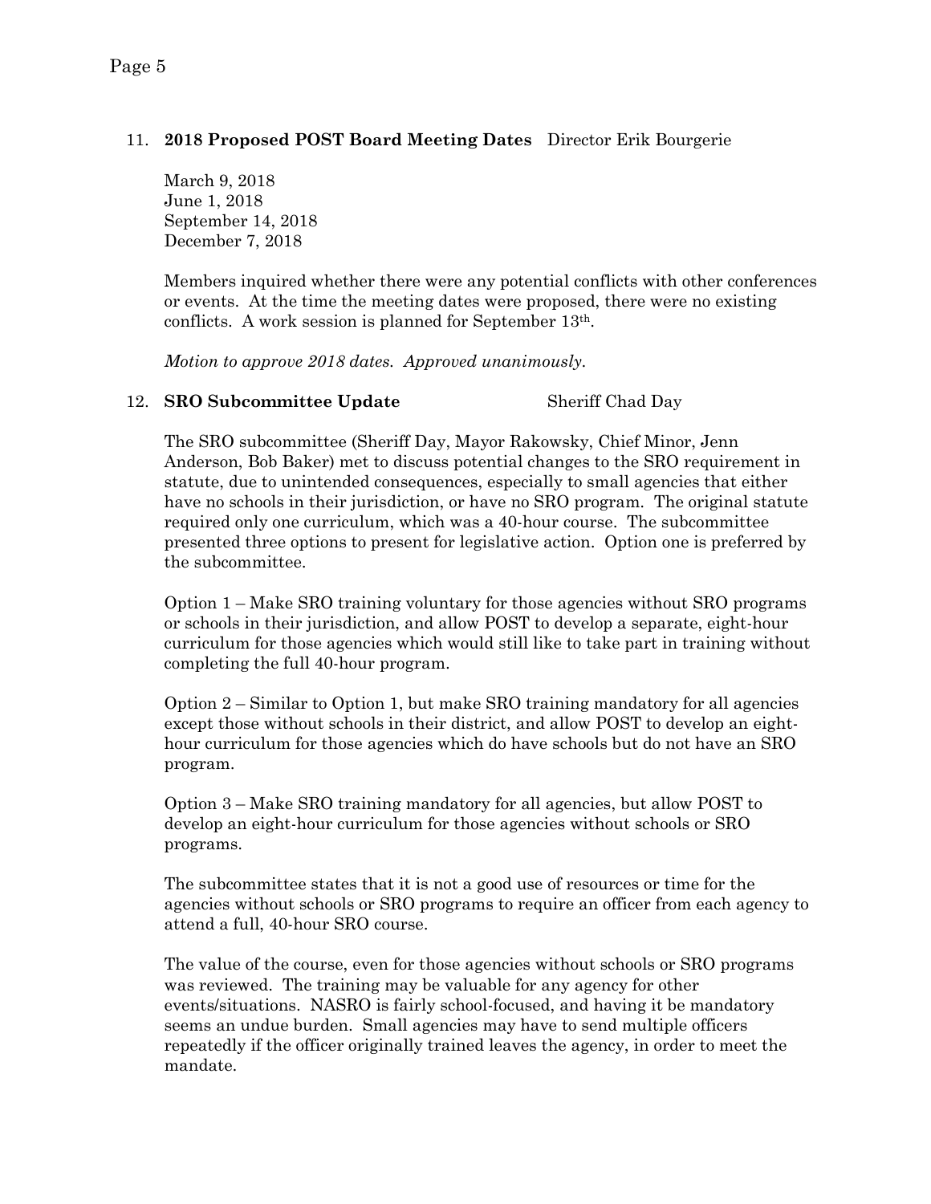11. **2018 Proposed POST Board Meeting Dates** Director Erik Bourgerie

    March 9, 2018
    June 1, 2018
    September 14, 2018
    December 7, 2018

    Members inquired whether there were any potential conflicts with other conferences or events. At the time the meeting dates were proposed, there were no existing conflicts. A work session is planned for September 13th.

    *Motion to approve 2018 dates. Approved unanimously.*

12. **SRO Subcommittee Update** Sheriff Chad Day

    The SRO subcommittee (Sheriff Day, Mayor Rakowsky, Chief Minor, Jenn Anderson, Bob Baker) met to discuss potential changes to the SRO requirement in statute, due to unintended consequences, especially to small agencies that either have no schools in their jurisdiction, or have no SRO program. The original statute required only one curriculum, which was a 40-hour course. The subcommittee presented three options to present for legislative action. Option one is preferred by the subcommittee.

    Option 1 – Make SRO training voluntary for those agencies without SRO programs or schools in their jurisdiction, and allow POST to develop a separate, eight-hour curriculum for those agencies which would still like to take part in training without completing the full 40-hour program.

    Option 2 – Similar to Option 1, but make SRO training mandatory for all agencies except those without schools in their district, and allow POST to develop an eight-hour curriculum for those agencies which do have schools but do not have an SRO program.

    Option 3 – Make SRO training mandatory for all agencies, but allow POST to develop an eight-hour curriculum for those agencies without schools or SRO programs.

    The subcommittee states that it is not a good use of resources or time for the agencies without schools or SRO programs to require an officer from each agency to attend a full, 40-hour SRO course.

    The value of the course, even for those agencies without schools or SRO programs was reviewed. The training may be valuable for any agency for other events/situations. NASRO is fairly school-focused, and having it be mandatory seems an undue burden. Small agencies may have to send multiple officers repeatedly if the officer originally trained leaves the agency, in order to meet the mandate.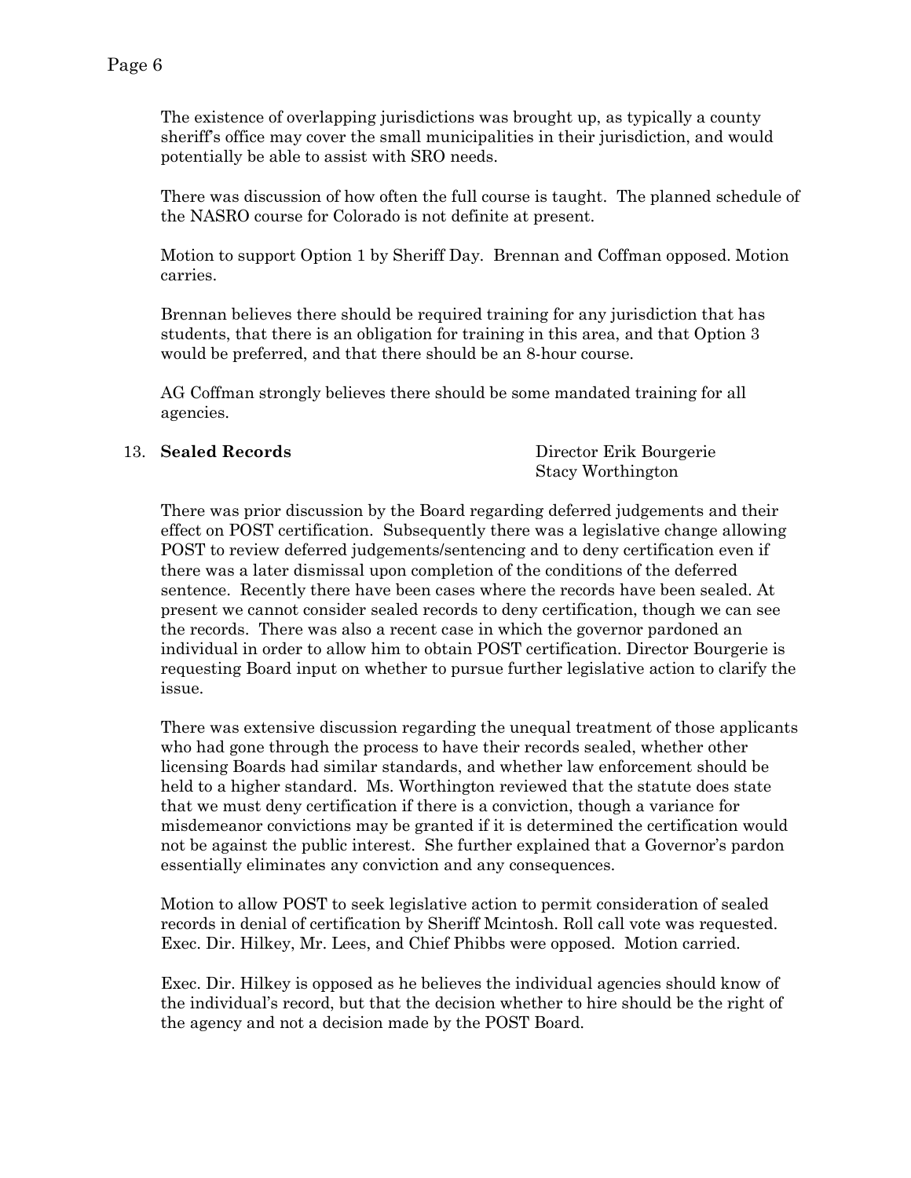The existence of overlapping jurisdictions was brought up, as typically a county sheriff's office may cover the small municipalities in their jurisdiction, and would potentially be able to assist with SRO needs.

There was discussion of how often the full course is taught. The planned schedule of the NASRO course for Colorado is not definite at present.

Motion to support Option 1 by Sheriff Day. Brennan and Coffman opposed. Motion carries.

Brennan believes there should be required training for any jurisdiction that has students, that there is an obligation for training in this area, and that Option 3 would be preferred, and that there should be an 8-hour course.

AG Coffman strongly believes there should be some mandated training for all agencies.

13. **Sealed Records** — Director Erik Bourgerie, Stacy Worthington

There was prior discussion by the Board regarding deferred judgements and their effect on POST certification. Subsequently there was a legislative change allowing POST to review deferred judgements/sentencing and to deny certification even if there was a later dismissal upon completion of the conditions of the deferred sentence. Recently there have been cases where the records have been sealed. At present we cannot consider sealed records to deny certification, though we can see the records. There was also a recent case in which the governor pardoned an individual in order to allow him to obtain POST certification. Director Bourgerie is requesting Board input on whether to pursue further legislative action to clarify the issue.

There was extensive discussion regarding the unequal treatment of those applicants who had gone through the process to have their records sealed, whether other licensing Boards had similar standards, and whether law enforcement should be held to a higher standard. Ms. Worthington reviewed that the statute does state that we must deny certification if there is a conviction, though a variance for misdemeanor convictions may be granted if it is determined the certification would not be against the public interest. She further explained that a Governor's pardon essentially eliminates any conviction and any consequences.

Motion to allow POST to seek legislative action to permit consideration of sealed records in denial of certification by Sheriff Mcintosh. Roll call vote was requested. Exec. Dir. Hilkey, Mr. Lees, and Chief Phibbs were opposed. Motion carried.

Exec. Dir. Hilkey is opposed as he believes the individual agencies should know of the individual's record, but that the decision whether to hire should be the right of the agency and not a decision made by the POST Board.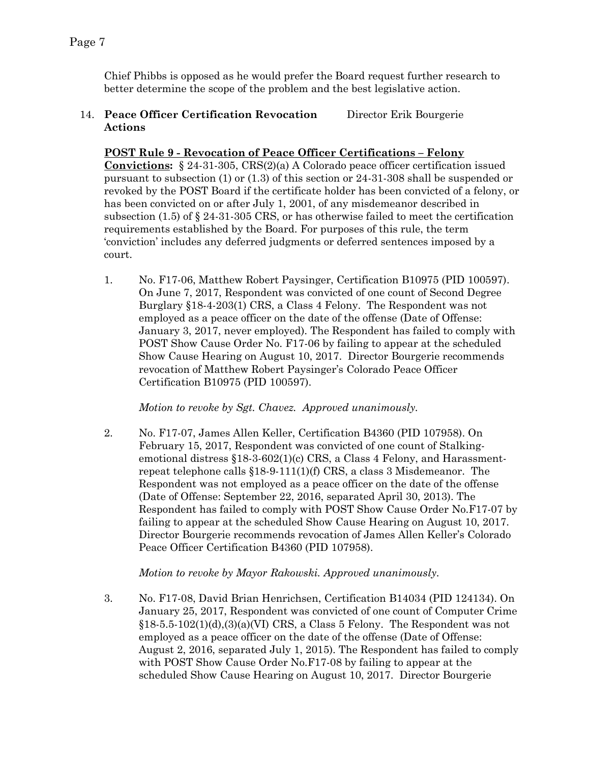Chief Phibbs is opposed as he would prefer the Board request further research to better determine the scope of the problem and the best legislative action.

14. **Peace Officer Certification Revocation Actions** Director Erik Bourgerie

**POST Rule 9 - Revocation of Peace Officer Certifications – Felony Convictions:** § 24-31-305, CRS(2)(a) A Colorado peace officer certification issued pursuant to subsection (1) or (1.3) of this section or 24-31-308 shall be suspended or revoked by the POST Board if the certificate holder has been convicted of a felony, or has been convicted on or after July 1, 2001, of any misdemeanor described in subsection (1.5) of § 24-31-305 CRS, or has otherwise failed to meet the certification requirements established by the Board. For purposes of this rule, the term 'conviction' includes any deferred judgments or deferred sentences imposed by a court.

1. No. F17-06, Matthew Robert Paysinger, Certification B10975 (PID 100597). On June 7, 2017, Respondent was convicted of one count of Second Degree Burglary §18-4-203(1) CRS, a Class 4 Felony. The Respondent was not employed as a peace officer on the date of the offense (Date of Offense: January 3, 2017, never employed). The Respondent has failed to comply with POST Show Cause Order No. F17-06 by failing to appear at the scheduled Show Cause Hearing on August 10, 2017. Director Bourgerie recommends revocation of Matthew Robert Paysinger's Colorado Peace Officer Certification B10975 (PID 100597).

   *Motion to revoke by Sgt. Chavez. Approved unanimously.*

2. No. F17-07, James Allen Keller, Certification B4360 (PID 107958). On February 15, 2017, Respondent was convicted of one count of Stalking-emotional distress §18-3-602(1)(c) CRS, a Class 4 Felony, and Harassment-repeat telephone calls §18-9-111(1)(f) CRS, a class 3 Misdemeanor. The Respondent was not employed as a peace officer on the date of the offense (Date of Offense: September 22, 2016, separated April 30, 2013). The Respondent has failed to comply with POST Show Cause Order No.F17-07 by failing to appear at the scheduled Show Cause Hearing on August 10, 2017. Director Bourgerie recommends revocation of James Allen Keller's Colorado Peace Officer Certification B4360 (PID 107958).

   *Motion to revoke by Mayor Rakowski. Approved unanimously.*

3. No. F17-08, David Brian Henrichsen, Certification B14034 (PID 124134). On January 25, 2017, Respondent was convicted of one count of Computer Crime §18-5.5-102(1)(d),(3)(a)(VI) CRS, a Class 5 Felony. The Respondent was not employed as a peace officer on the date of the offense (Date of Offense: August 2, 2016, separated July 1, 2015). The Respondent has failed to comply with POST Show Cause Order No.F17-08 by failing to appear at the scheduled Show Cause Hearing on August 10, 2017. Director Bourgerie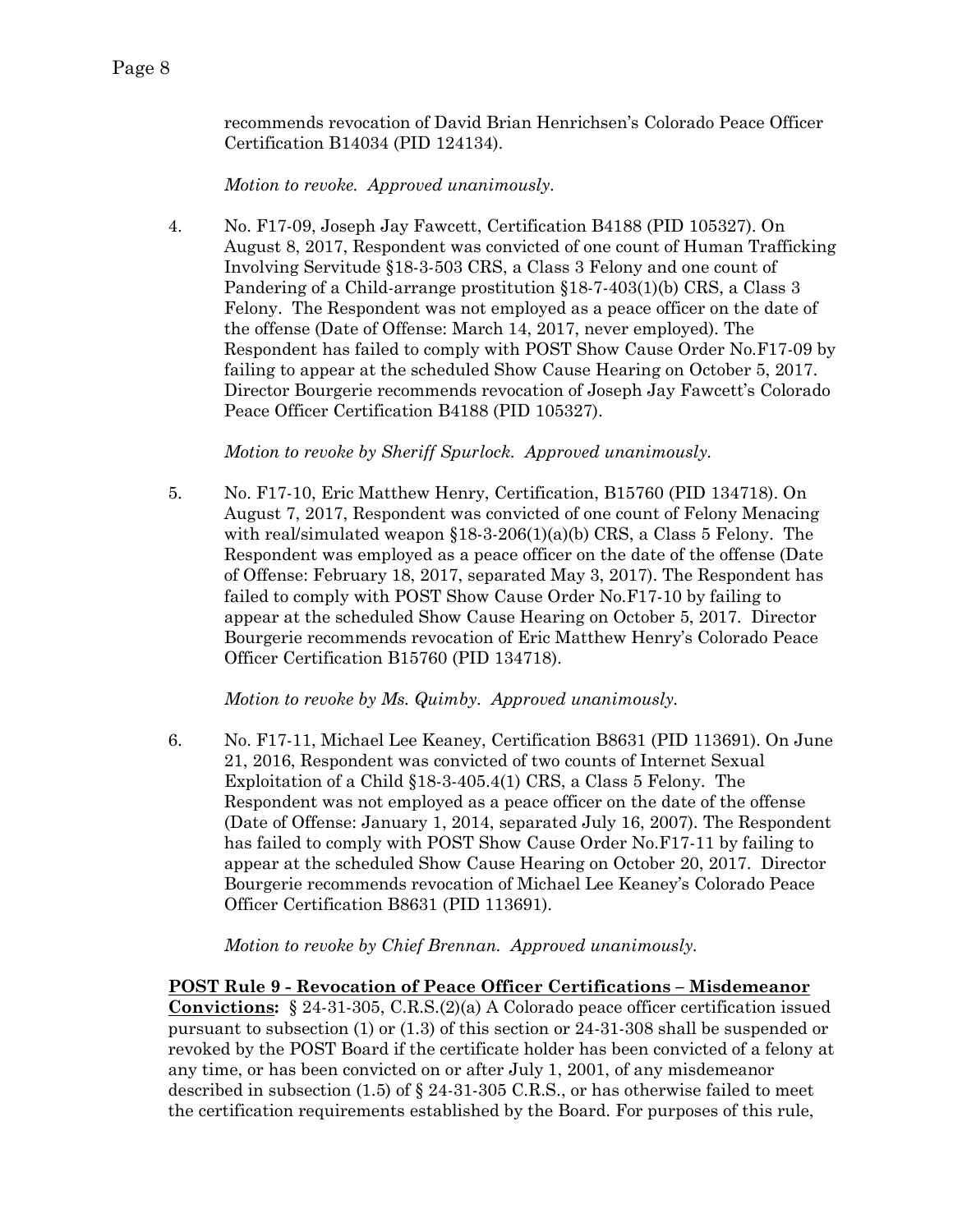recommends revocation of David Brian Henrichsen's Colorado Peace Officer Certification B14034 (PID 124134).

*Motion to revoke. Approved unanimously.*

4. No. F17-09, Joseph Jay Fawcett, Certification B4188 (PID 105327). On August 8, 2017, Respondent was convicted of one count of Human Trafficking Involving Servitude §18-3-503 CRS, a Class 3 Felony and one count of Pandering of a Child-arrange prostitution §18-7-403(1)(b) CRS, a Class 3 Felony. The Respondent was not employed as a peace officer on the date of the offense (Date of Offense: March 14, 2017, never employed). The Respondent has failed to comply with POST Show Cause Order No.F17-09 by failing to appear at the scheduled Show Cause Hearing on October 5, 2017. Director Bourgerie recommends revocation of Joseph Jay Fawcett's Colorado Peace Officer Certification B4188 (PID 105327).

   *Motion to revoke by Sheriff Spurlock. Approved unanimously.*

5. No. F17-10, Eric Matthew Henry, Certification, B15760 (PID 134718). On August 7, 2017, Respondent was convicted of one count of Felony Menacing with real/simulated weapon §18-3-206(1)(a)(b) CRS, a Class 5 Felony. The Respondent was employed as a peace officer on the date of the offense (Date of Offense: February 18, 2017, separated May 3, 2017). The Respondent has failed to comply with POST Show Cause Order No.F17-10 by failing to appear at the scheduled Show Cause Hearing on October 5, 2017. Director Bourgerie recommends revocation of Eric Matthew Henry's Colorado Peace Officer Certification B15760 (PID 134718).

   *Motion to revoke by Ms. Quimby. Approved unanimously.*

6. No. F17-11, Michael Lee Keaney, Certification B8631 (PID 113691). On June 21, 2016, Respondent was convicted of two counts of Internet Sexual Exploitation of a Child §18-3-405.4(1) CRS, a Class 5 Felony. The Respondent was not employed as a peace officer on the date of the offense (Date of Offense: January 1, 2014, separated July 16, 2007). The Respondent has failed to comply with POST Show Cause Order No.F17-11 by failing to appear at the scheduled Show Cause Hearing on October 20, 2017. Director Bourgerie recommends revocation of Michael Lee Keaney's Colorado Peace Officer Certification B8631 (PID 113691).

   *Motion to revoke by Chief Brennan. Approved unanimously.*

**POST Rule 9 - Revocation of Peace Officer Certifications – Misdemeanor Convictions:** § 24-31-305, C.R.S.(2)(a) A Colorado peace officer certification issued pursuant to subsection (1) or (1.3) of this section or 24-31-308 shall be suspended or revoked by the POST Board if the certificate holder has been convicted of a felony at any time, or has been convicted on or after July 1, 2001, of any misdemeanor described in subsection (1.5) of § 24-31-305 C.R.S., or has otherwise failed to meet the certification requirements established by the Board. For purposes of this rule,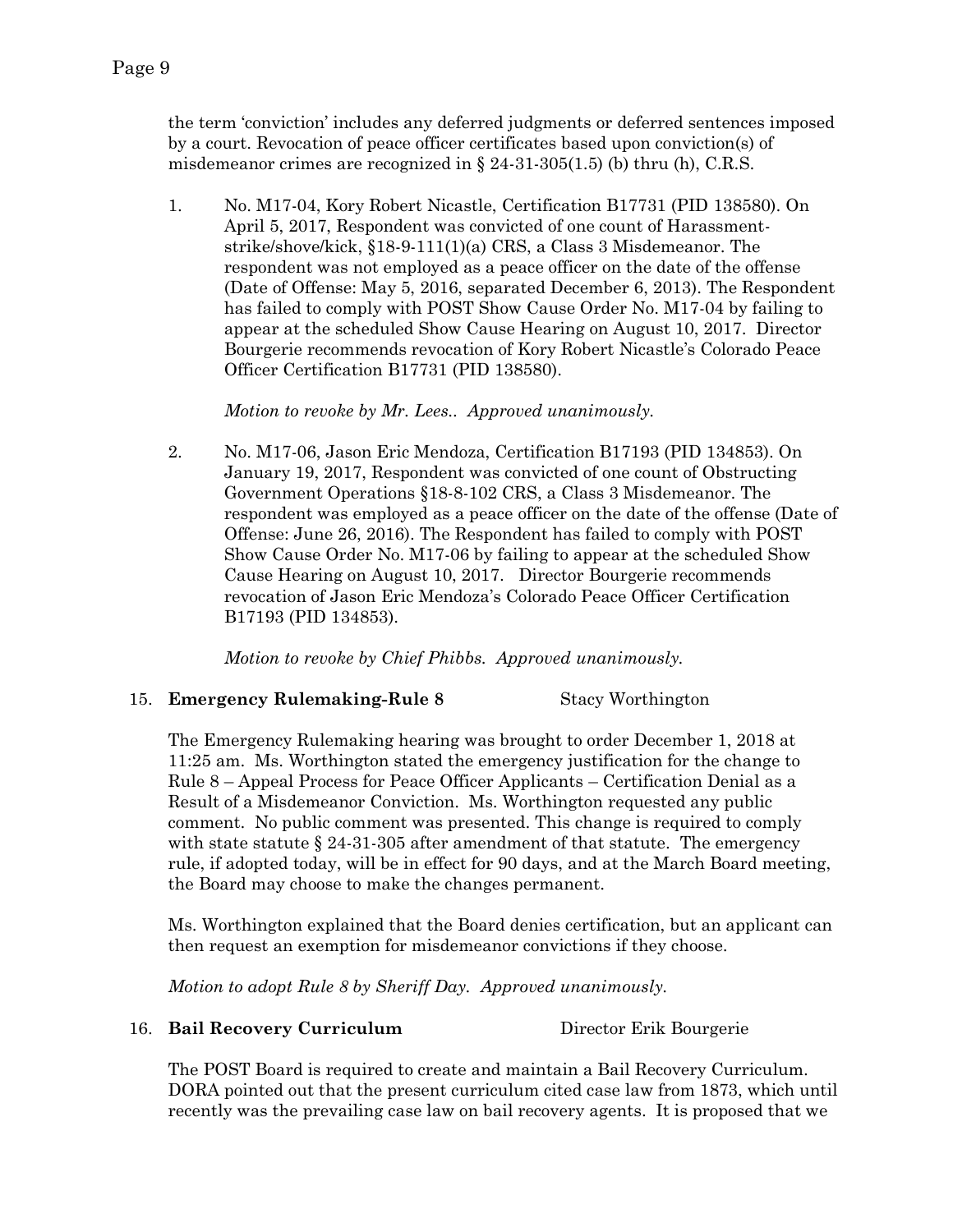the term 'conviction' includes any deferred judgments or deferred sentences imposed by a court. Revocation of peace officer certificates based upon conviction(s) of misdemeanor crimes are recognized in § 24-31-305(1.5) (b) thru (h), C.R.S.

1. No. M17-04, Kory Robert Nicastle, Certification B17731 (PID 138580). On April 5, 2017, Respondent was convicted of one count of Harassment-strike/shove/kick, §18-9-111(1)(a) CRS, a Class 3 Misdemeanor. The respondent was not employed as a peace officer on the date of the offense (Date of Offense: May 5, 2016, separated December 6, 2013). The Respondent has failed to comply with POST Show Cause Order No. M17-04 by failing to appear at the scheduled Show Cause Hearing on August 10, 2017. Director Bourgerie recommends revocation of Kory Robert Nicastle's Colorado Peace Officer Certification B17731 (PID 138580).

   *Motion to revoke by Mr. Lees.. Approved unanimously.*

2. No. M17-06, Jason Eric Mendoza, Certification B17193 (PID 134853). On January 19, 2017, Respondent was convicted of one count of Obstructing Government Operations §18-8-102 CRS, a Class 3 Misdemeanor. The respondent was employed as a peace officer on the date of the offense (Date of Offense: June 26, 2016). The Respondent has failed to comply with POST Show Cause Order No. M17-06 by failing to appear at the scheduled Show Cause Hearing on August 10, 2017. Director Bourgerie recommends revocation of Jason Eric Mendoza's Colorado Peace Officer Certification B17193 (PID 134853).

   *Motion to revoke by Chief Phibbs. Approved unanimously.*

15. **Emergency Rulemaking-Rule 8** Stacy Worthington

The Emergency Rulemaking hearing was brought to order December 1, 2018 at 11:25 am. Ms. Worthington stated the emergency justification for the change to Rule 8 – Appeal Process for Peace Officer Applicants – Certification Denial as a Result of a Misdemeanor Conviction. Ms. Worthington requested any public comment. No public comment was presented. This change is required to comply with state statute § 24-31-305 after amendment of that statute. The emergency rule, if adopted today, will be in effect for 90 days, and at the March Board meeting, the Board may choose to make the changes permanent.

Ms. Worthington explained that the Board denies certification, but an applicant can then request an exemption for misdemeanor convictions if they choose.

*Motion to adopt Rule 8 by Sheriff Day. Approved unanimously.*

16. **Bail Recovery Curriculum** Director Erik Bourgerie

The POST Board is required to create and maintain a Bail Recovery Curriculum. DORA pointed out that the present curriculum cited case law from 1873, which until recently was the prevailing case law on bail recovery agents. It is proposed that we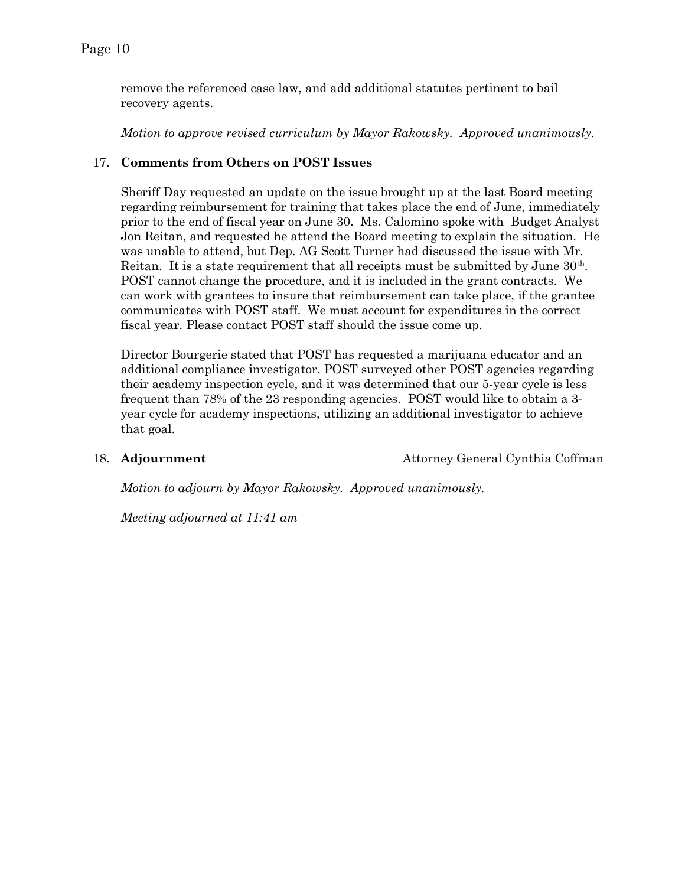remove the referenced case law, and add additional statutes pertinent to bail recovery agents.

*Motion to approve revised curriculum by Mayor Rakowsky. Approved unanimously.*

17. **Comments from Others on POST Issues**

Sheriff Day requested an update on the issue brought up at the last Board meeting regarding reimbursement for training that takes place the end of June, immediately prior to the end of fiscal year on June 30. Ms. Calomino spoke with Budget Analyst Jon Reitan, and requested he attend the Board meeting to explain the situation. He was unable to attend, but Dep. AG Scott Turner had discussed the issue with Mr. Reitan. It is a state requirement that all receipts must be submitted by June 30th. POST cannot change the procedure, and it is included in the grant contracts. We can work with grantees to insure that reimbursement can take place, if the grantee communicates with POST staff. We must account for expenditures in the correct fiscal year. Please contact POST staff should the issue come up.

Director Bourgerie stated that POST has requested a marijuana educator and an additional compliance investigator. POST surveyed other POST agencies regarding their academy inspection cycle, and it was determined that our 5-year cycle is less frequent than 78% of the 23 responding agencies. POST would like to obtain a 3-year cycle for academy inspections, utilizing an additional investigator to achieve that goal.

18. **Adjournment** Attorney General Cynthia Coffman

*Motion to adjourn by Mayor Rakowsky. Approved unanimously.*

*Meeting adjourned at 11:41 am*